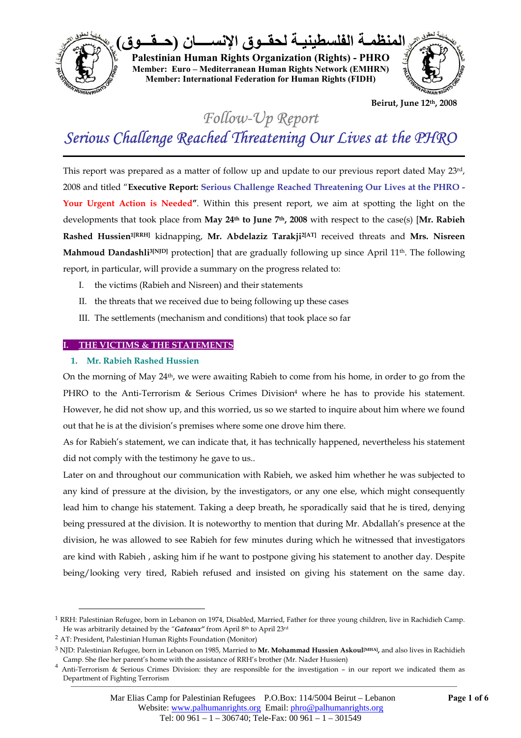# المنظمة الفلسطينية لحقوق الإنسان (حقوق)

**Palestinian Human Rights Organization (Rights) - PHRO**
**Member: Euro – Mediterranean Human Rights Network (EMHRN)**
**Member: International Federation for Human Rights (FIDH)**

**Beirut, June 12th, 2008**

## *Follow-Up Report*

# *Serious Challenge Reached Threatening Our Lives at the PHRO*

This report was prepared as a matter of follow up and update to our previous report dated May 23rd, 2008 and titled "**Executive Report: Serious Challenge Reached Threatening Our Lives at the PHRO - Your Urgent Action is Needed**". Within this present report, we aim at spotting the light on the developments that took place from **May 24th to June 7th, 2008** with respect to the case(s) [**Mr. Rabieh Rashed Hussien**[1][RRH] kidnapping, **Mr. Abdelaziz Tarakji**[2][AT] received threats and **Mrs. Nisreen Mahmoud Dandashli**[3][NJD] protection] that are gradually following up since April 11th. The following report, in particular, will provide a summary on the progress related to:

I. the victims (Rabieh and Nisreen) and their statements
II. the threats that we received due to being following up these cases
III. The settlements (mechanism and conditions) that took place so far

## I. THE VICTIMS & THE STATEMENTS

### 1. Mr. Rabieh Rashed Hussien

On the morning of May 24th, we were awaiting Rabieh to come from his home, in order to go from the PHRO to the Anti-Terrorism & Serious Crimes Division[4] where he has to provide his statement. However, he did not show up, and this worried, us so we started to inquire about him where we found out that he is at the division's premises where some one drove him there.

As for Rabieh's statement, we can indicate that, it has technically happened, nevertheless his statement did not comply with the testimony he gave to us..

Later on and throughout our communication with Rabieh, we asked him whether he was subjected to any kind of pressure at the division, by the investigators, or any one else, which might consequently lead him to change his statement. Taking a deep breath, he sporadically said that he is tired, denying being pressured at the division. It is noteworthy to mention that during Mr. Abdallah's presence at the division, he was allowed to see Rabieh for few minutes during which he witnessed that investigators are kind with Rabieh , asking him if he want to postpone giving his statement to another day. Despite being/looking very tired, Rabieh refused and insisted on giving his statement on the same day.

---

[1] RRH: Palestinian Refugee, born in Lebanon on 1974, Disabled, Married, Father for three young children, live in Rachidieh Camp. He was arbitrarily detained by the "*Gateaux*" from April 8th to April 23rd

[2] AT: President, Palestinian Human Rights Foundation (Monitor)

[3] NJD: Palestinian Refugee, born in Lebanon on 1985, Married to **Mr. Mohammad Hussien Askoul**[MHA], and also lives in Rachidieh Camp. She flee her parent's home with the assistance of RRH's brother (Mr. Nader Hussien)

[4] Anti-Terrorism & Serious Crimes Division: they are responsible for the investigation – in our report we indicated them as Department of Fighting Terrorism

Mar Elias Camp for Palestinian Refugees P.O.Box: 114/5004 Beirut – Lebanon
Website: www.palhumanrights.org Email: phro@palhumanrights.org
Tel: 00 961 – 1 – 306740; Tele-Fax: 00 961 – 1 – 301549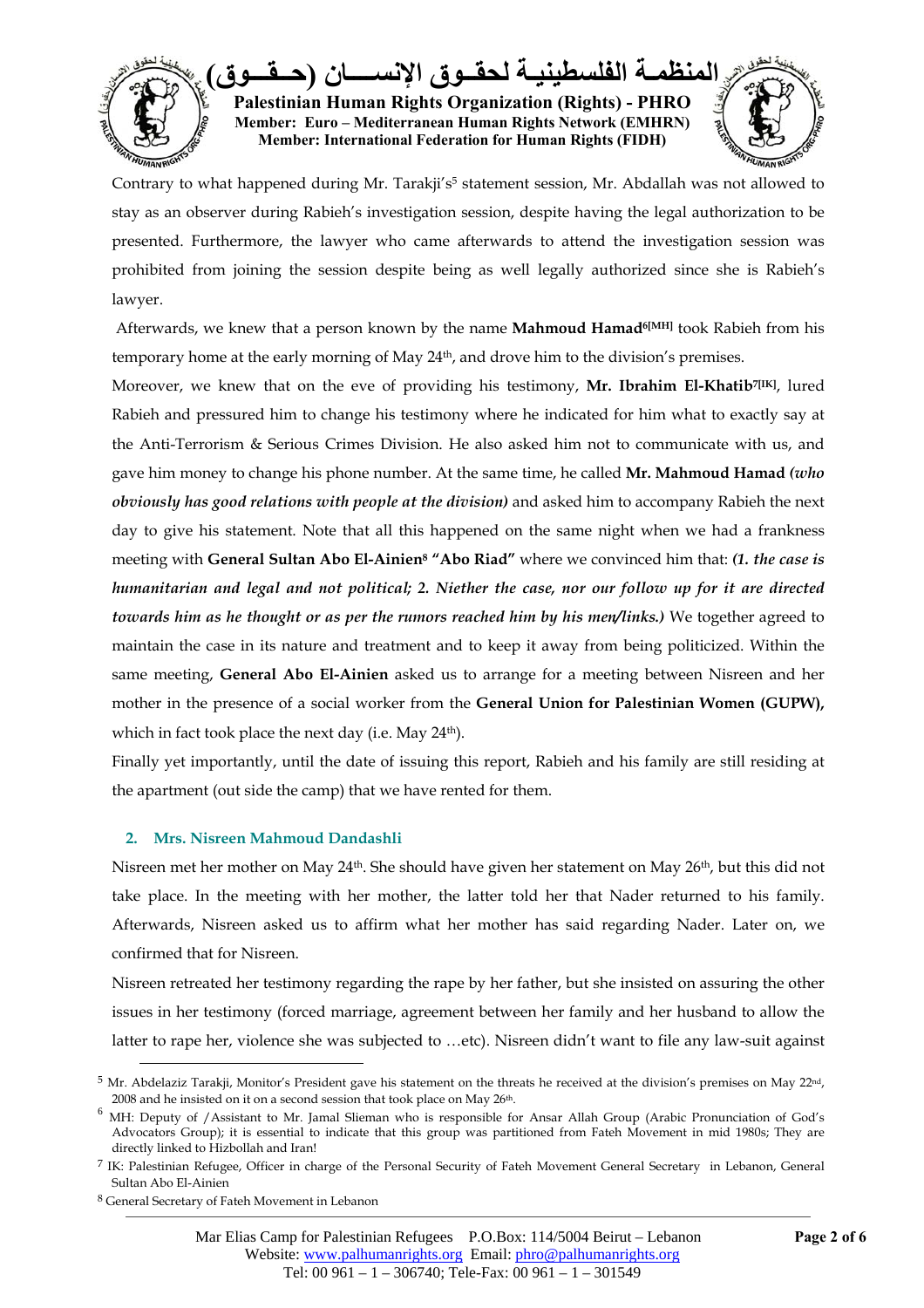Contrary to what happened during Mr. Tarakji's[5] statement session, Mr. Abdallah was not allowed to stay as an observer during Rabieh's investigation session, despite having the legal authorization to be presented. Furthermore, the lawyer who came afterwards to attend the investigation session was prohibited from joining the session despite being as well legally authorized since she is Rabieh's lawyer.

Afterwards, we knew that a person known by the name **Mahmoud Hamad[6][MH]** took Rabieh from his temporary home at the early morning of May 24th, and drove him to the division's premises.

Moreover, we knew that on the eve of providing his testimony, **Mr. Ibrahim El-Khatib[7][IK]**, lured Rabieh and pressured him to change his testimony where he indicated for him what to exactly say at the Anti-Terrorism & Serious Crimes Division. He also asked him not to communicate with us, and gave him money to change his phone number. At the same time, he called **Mr. Mahmoud Hamad** ***(who obviously has good relations with people at the division)*** and asked him to accompany Rabieh the next day to give his statement. Note that all this happened on the same night when we had a frankness meeting with **General Sultan Abo El-Ainien[8] "Abo Riad"** where we convinced him that: ***(1. the case is humanitarian and legal and not political; 2. Niether the case, nor our follow up for it are directed towards him as he thought or as per the rumors reached him by his men/links.)*** We together agreed to maintain the case in its nature and treatment and to keep it away from being politicized. Within the same meeting, **General Abo El-Ainien** asked us to arrange for a meeting between Nisreen and her mother in the presence of a social worker from the **General Union for Palestinian Women (GUPW),** which in fact took place the next day (i.e. May 24th).

Finally yet importantly, until the date of issuing this report, Rabieh and his family are still residing at the apartment (out side the camp) that we have rented for them.

## 2. Mrs. Nisreen Mahmoud Dandashli

Nisreen met her mother on May 24th. She should have given her statement on May 26th, but this did not take place. In the meeting with her mother, the latter told her that Nader returned to his family. Afterwards, Nisreen asked us to affirm what her mother has said regarding Nader. Later on, we confirmed that for Nisreen.

Nisreen retreated her testimony regarding the rape by her father, but she insisted on assuring the other issues in her testimony (forced marriage, agreement between her family and her husband to allow the latter to rape her, violence she was subjected to …etc). Nisreen didn't want to file any law-suit against

---

[5] Mr. Abdelaziz Tarakji, Monitor's President gave his statement on the threats he received at the division's premises on May 22nd, 2008 and he insisted on it on a second session that took place on May 26th.

[6] MH: Deputy of /Assistant to Mr. Jamal Slieman who is responsible for Ansar Allah Group (Arabic Pronunciation of God's Advocators Group); it is essential to indicate that this group was partitioned from Fateh Movement in mid 1980s; They are directly linked to Hizbollah and Iran!

[7] IK: Palestinian Refugee, Officer in charge of the Personal Security of Fateh Movement General Secretary in Lebanon, General Sultan Abo El-Ainien

[8] General Secretary of Fateh Movement in Lebanon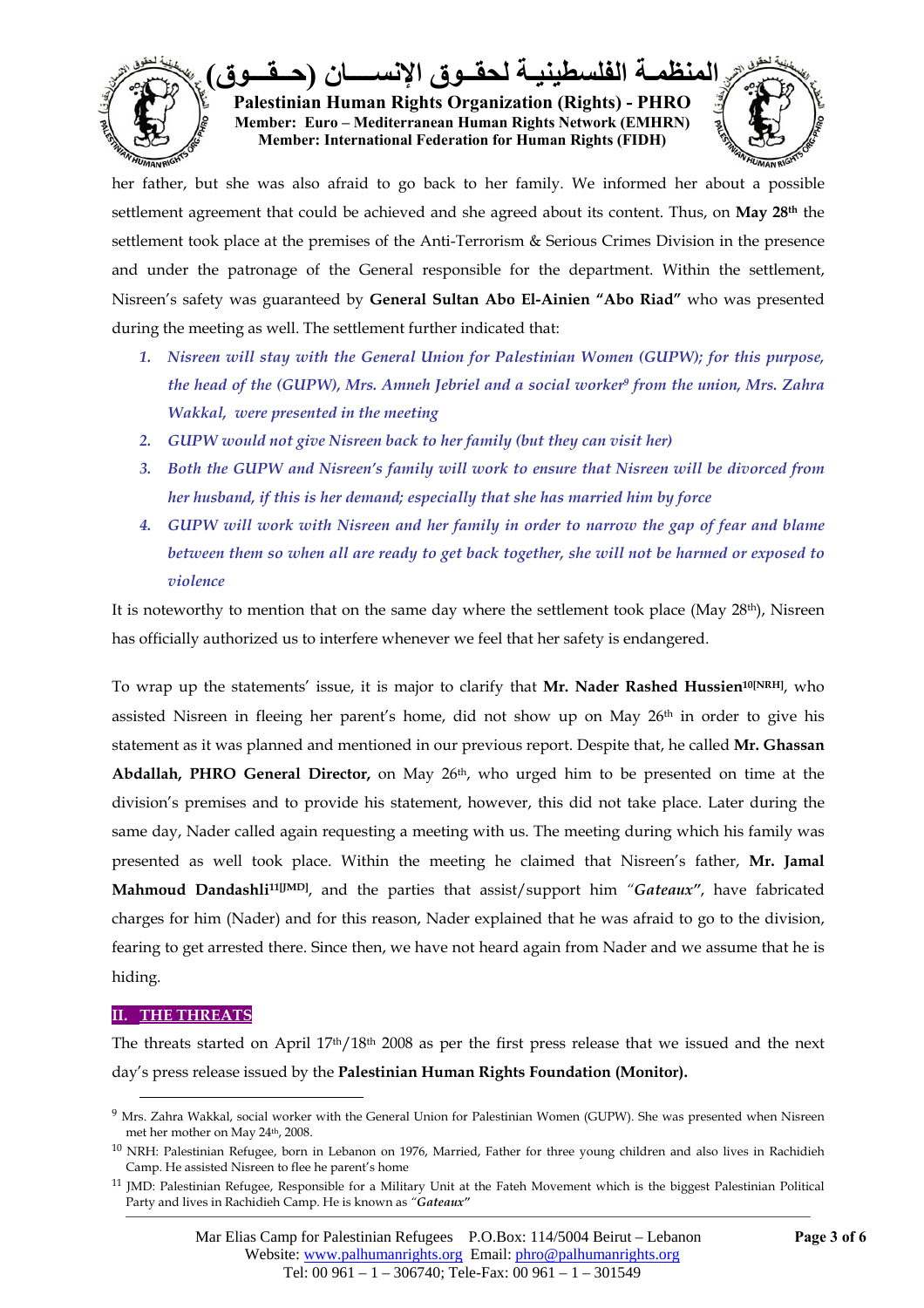her father, but she was also afraid to go back to her family. We informed her about a possible settlement agreement that could be achieved and she agreed about its content. Thus, on **May 28th** the settlement took place at the premises of the Anti-Terrorism & Serious Crimes Division in the presence and under the patronage of the General responsible for the department. Within the settlement, Nisreen's safety was guaranteed by **General Sultan Abo El-Ainien "Abo Riad"** who was presented during the meeting as well. The settlement further indicated that:

1. *Nisreen will stay with the General Union for Palestinian Women (GUPW); for this purpose, the head of the (GUPW), Mrs. Amneh Jebriel and a social worker[9] from the union, Mrs. Zahra Wakkal, were presented in the meeting*
2. *GUPW would not give Nisreen back to her family (but they can visit her)*
3. *Both the GUPW and Nisreen's family will work to ensure that Nisreen will be divorced from her husband, if this is her demand; especially that she has married him by force*
4. *GUPW will work with Nisreen and her family in order to narrow the gap of fear and blame between them so when all are ready to get back together, she will not be harmed or exposed to violence*

It is noteworthy to mention that on the same day where the settlement took place (May 28th), Nisreen has officially authorized us to interfere whenever we feel that her safety is endangered.

To wrap up the statements' issue, it is major to clarify that **Mr. Nader Rashed Hussien[10][NRH]**, who assisted Nisreen in fleeing her parent's home, did not show up on May 26th in order to give his statement as it was planned and mentioned in our previous report. Despite that, he called **Mr. Ghassan Abdallah, PHRO General Director,** on May 26th, who urged him to be presented on time at the division's premises and to provide his statement, however, this did not take place. Later during the same day, Nader called again requesting a meeting with us. The meeting during which his family was presented as well took place. Within the meeting he claimed that Nisreen's father, **Mr. Jamal Mahmoud Dandashli[11][JMD]**, and the parties that assist/support him *"**Gateaux**"*, have fabricated charges for him (Nader) and for this reason, Nader explained that he was afraid to go to the division, fearing to get arrested there. Since then, we have not heard again from Nader and we assume that he is hiding.

## II. THE THREATS

The threats started on April 17th/18th 2008 as per the first press release that we issued and the next day's press release issued by the **Palestinian Human Rights Foundation (Monitor).**

[9] Mrs. Zahra Wakkal, social worker with the General Union for Palestinian Women (GUPW). She was presented when Nisreen met her mother on May 24th, 2008.

[10] NRH: Palestinian Refugee, born in Lebanon on 1976, Married, Father for three young children and also lives in Rachidieh Camp. He assisted Nisreen to flee he parent's home

[11] JMD: Palestinian Refugee, Responsible for a Military Unit at the Fateh Movement which is the biggest Palestinian Political Party and lives in Rachidieh Camp. He is known as *"**Gateaux**"*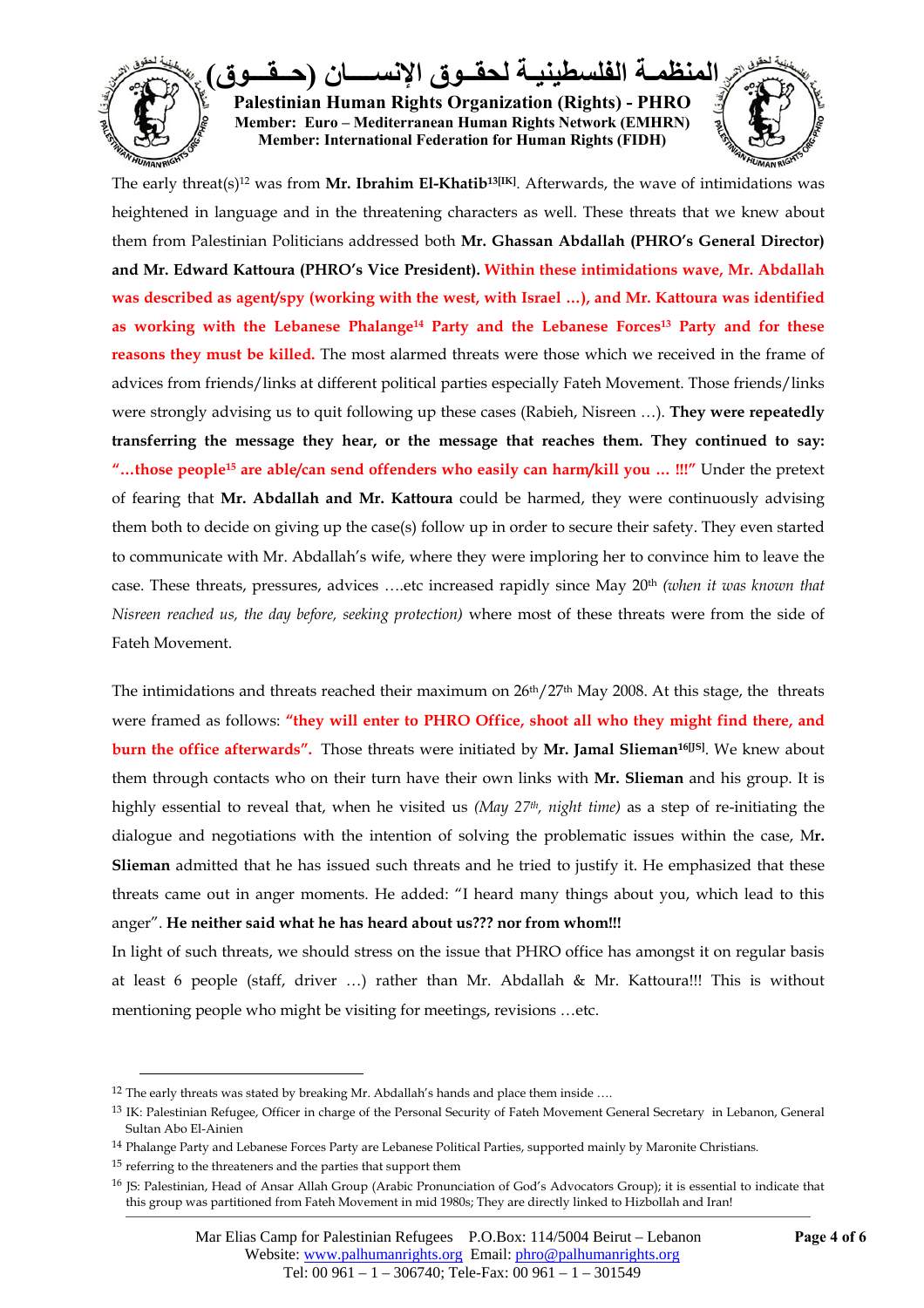The early threat(s)[12] was from **Mr. Ibrahim El-Khatib[13][IK]**. Afterwards, the wave of intimidations was heightened in language and in the threatening characters as well. These threats that we knew about them from Palestinian Politicians addressed both **Mr. Ghassan Abdallah (PHRO's General Director) and Mr. Edward Kattoura (PHRO's Vice President). Within these intimidations wave, Mr. Abdallah was described as agent/spy (working with the west, with Israel ...), and Mr. Kattoura was identified as working with the Lebanese Phalange[14] Party and the Lebanese Forces[13] Party and for these reasons they must be killed.** The most alarmed threats were those which we received in the frame of advices from friends/links at different political parties especially Fateh Movement. Those friends/links were strongly advising us to quit following up these cases (Rabieh, Nisreen ...). **They were repeatedly transferring the message they hear, or the message that reaches them. They continued to say: "...those people[15] are able/can send offenders who easily can harm/kill you ... !!!"** Under the pretext of fearing that **Mr. Abdallah and Mr. Kattoura** could be harmed, they were continuously advising them both to decide on giving up the case(s) follow up in order to secure their safety. They even started to communicate with Mr. Abdallah's wife, where they were imploring her to convince him to leave the case. These threats, pressures, advices ....etc increased rapidly since May 20th *(when it was known that Nisreen reached us, the day before, seeking protection)* where most of these threats were from the side of Fateh Movement.

The intimidations and threats reached their maximum on 26th/27th May 2008. At this stage, the threats were framed as follows: **"they will enter to PHRO Office, shoot all who they might find there, and burn the office afterwards".** Those threats were initiated by **Mr. Jamal Slieman[16][JS]**. We knew about them through contacts who on their turn have their own links with **Mr. Slieman** and his group. It is highly essential to reveal that, when he visited us *(May 27th, night time)* as a step of re-initiating the dialogue and negotiations with the intention of solving the problematic issues within the case, M**r. Slieman** admitted that he has issued such threats and he tried to justify it. He emphasized that these threats came out in anger moments. He added: "I heard many things about you, which lead to this anger". **He neither said what he has heard about us??? nor from whom!!!**

In light of such threats, we should stress on the issue that PHRO office has amongst it on regular basis at least 6 people (staff, driver ...) rather than Mr. Abdallah & Mr. Kattoura!!! This is without mentioning people who might be visiting for meetings, revisions ...etc.

---

[12] The early threats was stated by breaking Mr. Abdallah's hands and place them inside ....

[13] IK: Palestinian Refugee, Officer in charge of the Personal Security of Fateh Movement General Secretary in Lebanon, General Sultan Abo El-Ainien

[14] Phalange Party and Lebanese Forces Party are Lebanese Political Parties, supported mainly by Maronite Christians.

[15] referring to the threateners and the parties that support them

[16] JS: Palestinian, Head of Ansar Allah Group (Arabic Pronunciation of God's Advocators Group); it is essential to indicate that this group was partitioned from Fateh Movement in mid 1980s; They are directly linked to Hizbollah and Iran!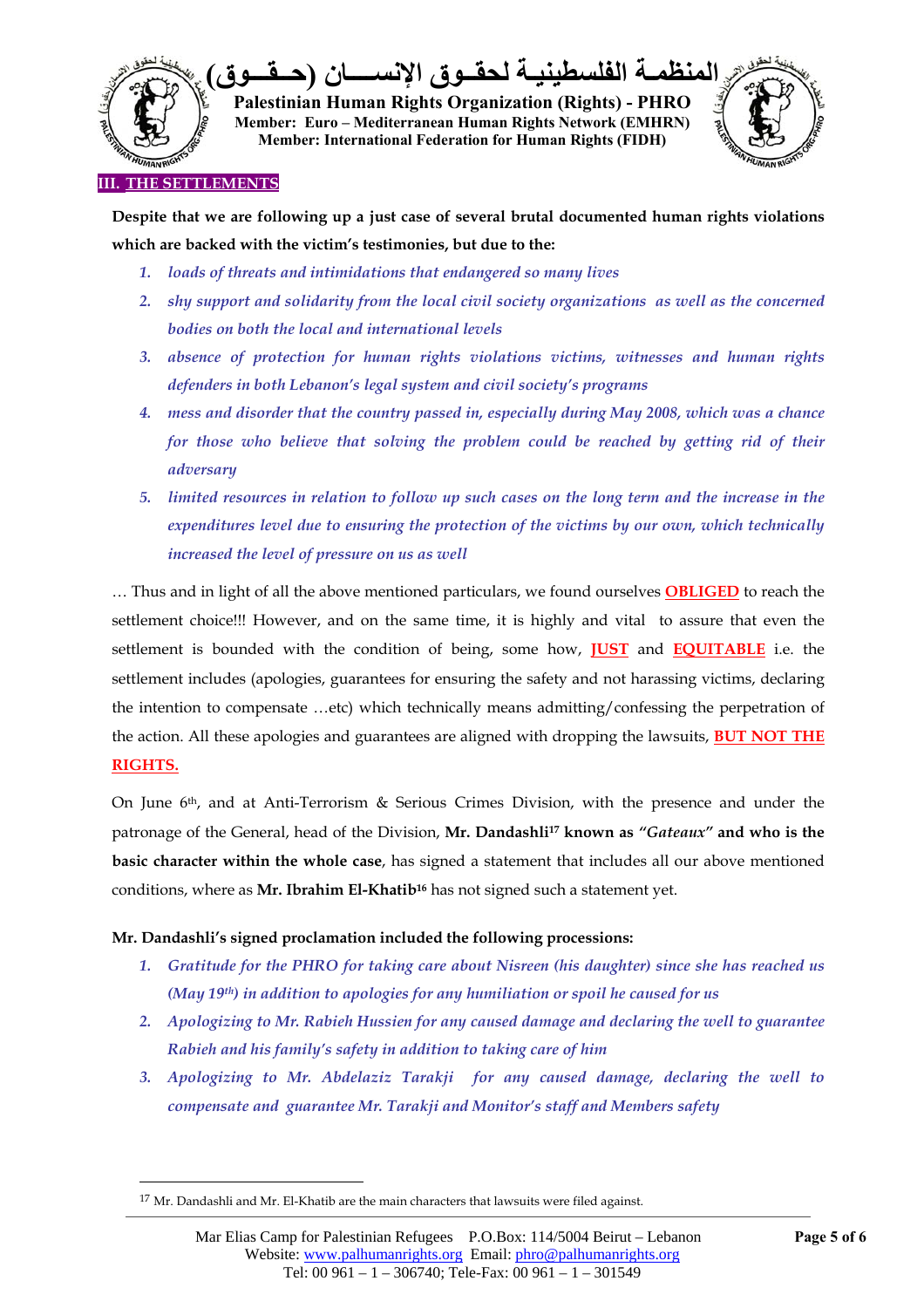## III. THE SETTLEMENTS

**Despite that we are following up a just case of several brutal documented human rights violations which are backed with the victim's testimonies, but due to the:**

1. *loads of threats and intimidations that endangered so many lives*
2. *shy support and solidarity from the local civil society organizations as well as the concerned bodies on both the local and international levels*
3. *absence of protection for human rights violations victims, witnesses and human rights defenders in both Lebanon's legal system and civil society's programs*
4. *mess and disorder that the country passed in, especially during May 2008, which was a chance for those who believe that solving the problem could be reached by getting rid of their adversary*
5. *limited resources in relation to follow up such cases on the long term and the increase in the expenditures level due to ensuring the protection of the victims by our own, which technically increased the level of pressure on us as well*

… Thus and in light of all the above mentioned particulars, we found ourselves **OBLIGED** to reach the settlement choice!!! However, and on the same time, it is highly and vital to assure that even the settlement is bounded with the condition of being, some how, **JUST** and **EQUITABLE** i.e. the settlement includes (apologies, guarantees for ensuring the safety and not harassing victims, declaring the intention to compensate …etc) which technically means admitting/confessing the perpetration of the action. All these apologies and guarantees are aligned with dropping the lawsuits, **BUT NOT THE RIGHTS.**

On June 6th, and at Anti-Terrorism & Serious Crimes Division, with the presence and under the patronage of the General, head of the Division, **Mr. Dandashli[17] known as "*Gateaux*" and who is the basic character within the whole case**, has signed a statement that includes all our above mentioned conditions, where as **Mr. Ibrahim El-Khatib[16]** has not signed such a statement yet.

**Mr. Dandashli's signed proclamation included the following processions:**

1. *Gratitude for the PHRO for taking care about Nisreen (his daughter) since she has reached us (May 19th) in addition to apologies for any humiliation or spoil he caused for us*
2. *Apologizing to Mr. Rabieh Hussien for any caused damage and declaring the well to guarantee Rabieh and his family's safety in addition to taking care of him*
3. *Apologizing to Mr. Abdelaziz Tarakji for any caused damage, declaring the well to compensate and guarantee Mr. Tarakji and Monitor's staff and Members safety*

---

[17] Mr. Dandashli and Mr. El-Khatib are the main characters that lawsuits were filed against.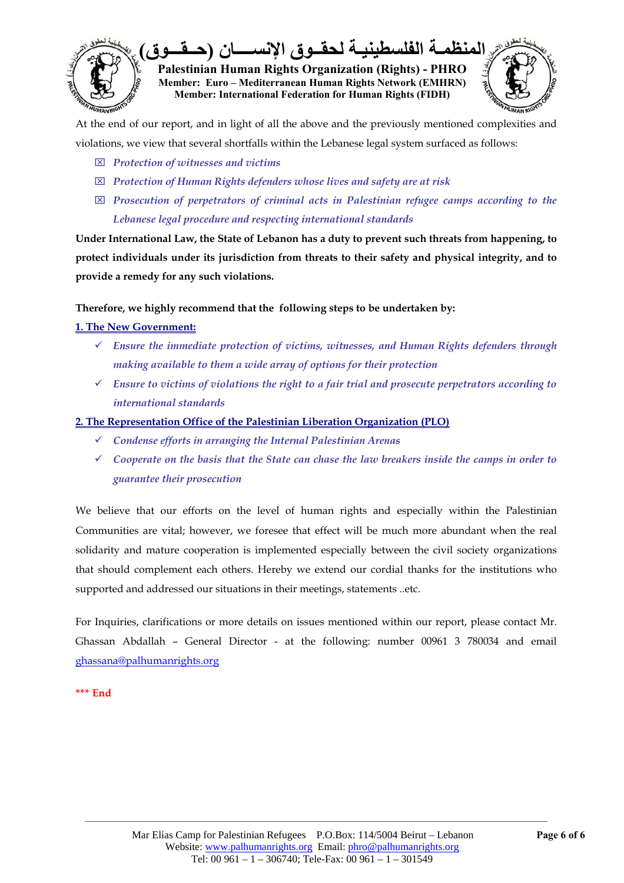At the end of our report, and in light of all the above and the previously mentioned complexities and violations, we view that several shortfalls within the Lebanese legal system surfaced as follows:

- ☒ *Protection of witnesses and victims*
- ☒ *Protection of Human Rights defenders whose lives and safety are at risk*
- ☒ *Prosecution of perpetrators of criminal acts in Palestinian refugee camps according to the Lebanese legal procedure and respecting international standards*

**Under International Law, the State of Lebanon has a duty to prevent such threats from happening, to protect individuals under its jurisdiction from threats to their safety and physical integrity, and to provide a remedy for any such violations.**

**Therefore, we highly recommend that the following steps to be undertaken by:**

**1. The New Government:**

- ✓ *Ensure the immediate protection of victims, witnesses, and Human Rights defenders through making available to them a wide array of options for their protection*
- ✓ *Ensure to victims of violations the right to a fair trial and prosecute perpetrators according to international standards*

**2. The Representation Office of the Palestinian Liberation Organization (PLO)**

- ✓ *Condense efforts in arranging the Internal Palestinian Arenas*
- ✓ *Cooperate on the basis that the State can chase the law breakers inside the camps in order to guarantee their prosecution*

We believe that our efforts on the level of human rights and especially within the Palestinian Communities are vital; however, we foresee that effect will be much more abundant when the real solidarity and mature cooperation is implemented especially between the civil society organizations that should complement each others. Hereby we extend our cordial thanks for the institutions who supported and addressed our situations in their meetings, statements ..etc.

For Inquiries, clarifications or more details on issues mentioned within our report, please contact Mr. Ghassan Abdallah – General Director - at the following: number 00961 3 780034 and email ghassana@palhumanrights.org

**\*\*\* End**